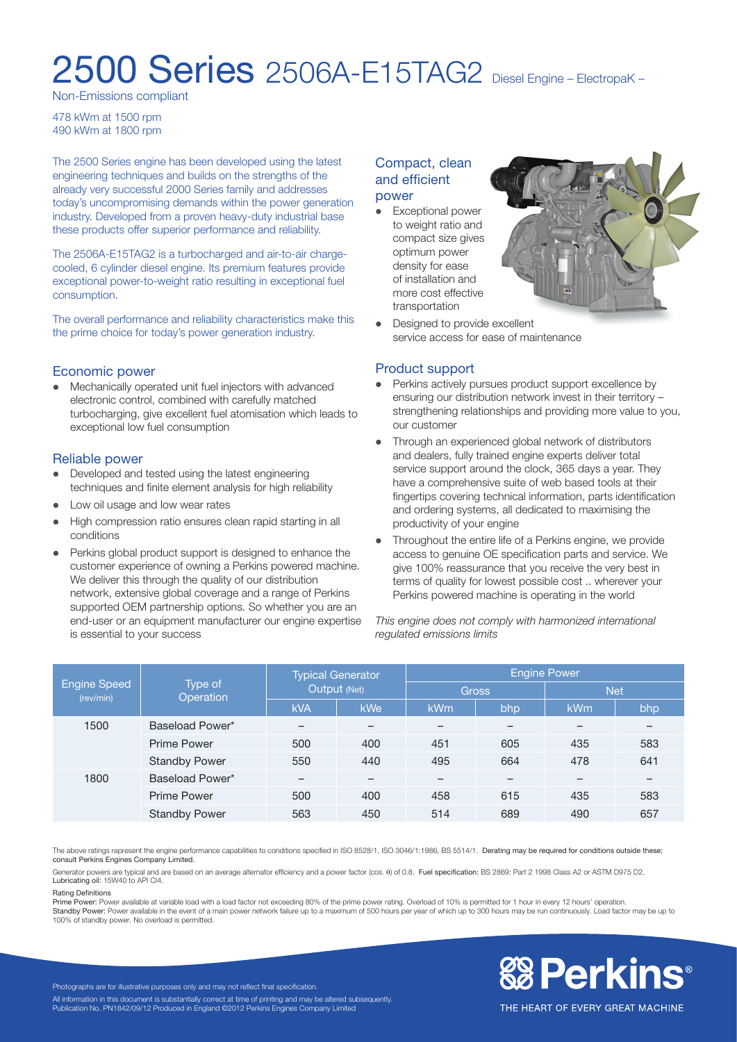# 2500 Series 2506A-E15TAG2 Diesel Engine – ElectropaK –

Non-Emissions compliant

478 kWm at 1500 rpm
490 kWm at 1800 rpm

The 2500 Series engine has been developed using the latest engineering techniques and builds on the strengths of the already very successful 2000 Series family and addresses today's uncompromising demands within the power generation industry. Developed from a proven heavy-duty industrial base these products offer superior performance and reliability.

The 2506A-E15TAG2 is a turbocharged and air-to-air charge-cooled, 6 cylinder diesel engine. Its premium features provide exceptional power-to-weight ratio resulting in exceptional fuel consumption.

The overall performance and reliability characteristics make this the prime choice for today's power generation industry.

## Economic power

- Mechanically operated unit fuel injectors with advanced electronic control, combined with carefully matched turbocharging, give excellent fuel atomisation which leads to exceptional low fuel consumption

## Reliable power

- Developed and tested using the latest engineering techniques and finite element analysis for high reliability
- Low oil usage and low wear rates
- High compression ratio ensures clean rapid starting in all conditions
- Perkins global product support is designed to enhance the customer experience of owning a Perkins powered machine. We deliver this through the quality of our distribution network, extensive global coverage and a range of Perkins supported OEM partnership options. So whether you are an end-user or an equipment manufacturer our engine expertise is essential to your success

## Compact, clean and efficient power

- Exceptional power to weight ratio and compact size gives optimum power density for ease of installation and more cost effective transportation
- Designed to provide excellent service access for ease of maintenance

## Product support

- Perkins actively pursues product support excellence by ensuring our distribution network invest in their territory – strengthening relationships and providing more value to you, our customer
- Through an experienced global network of distributors and dealers, fully trained engine experts deliver total service support around the clock, 365 days a year. They have a comprehensive suite of web based tools at their fingertips covering technical information, parts identification and ordering systems, all dedicated to maximising the productivity of your engine
- Throughout the entire life of a Perkins engine, we provide access to genuine OE specification parts and service. We give 100% reassurance that you receive the very best in terms of quality for lowest possible cost .. wherever your Perkins powered machine is operating in the world

*This engine does not comply with harmonized international regulated emissions limits*

| Engine Speed (rev/min) | Type of Operation | Typical Generator Output (Net) | | Engine Power | | | |
|---|---|---|---|---|---|---|---|
| | | | | Gross | | Net | |
| | | kVA | kWe | kWm | bhp | kWm | bhp |
| 1500 | Baseload Power* | – | – | – | – | – | – |
| | Prime Power | 500 | 400 | 451 | 605 | 435 | 583 |
| | Standby Power | 550 | 440 | 495 | 664 | 478 | 641 |
| 1800 | Baseload Power* | – | – | – | – | – | – |
| | Prime Power | 500 | 400 | 458 | 615 | 435 | 583 |
| | Standby Power | 563 | 450 | 514 | 689 | 490 | 657 |

The above ratings represent the engine performance capabilities to conditions specified in ISO 8528/1, ISO 3046/1:1986, BS 5514/1. **Derating may be required for conditions outside these; consult Perkins Engines Company Limited.**

Generator powers are typical and are based on an average alternator efficiency and a power factor (cos. θ) of 0.8. **Fuel specification:** BS 2869: Part 2 1998 Class A2 or ASTM D975 D2. **Lubricating oil:** 15W40 to API CI4.

**Rating Definitions**

**Prime Power:** Power available at variable load with a load factor not exceeding 80% of the prime power rating. Overload of 10% is permitted for 1 hour in every 12 hours' operation.
**Standby Power:** Power available in the event of a main power network failure up to a maximum of 500 hours per year of which up to 300 hours may be run continuously. Load factor may be up to 100% of standby power. No overload is permitted.

Photographs are for illustrative purposes only and may not reflect final specification.
All information in this document is substantially correct at time of printing and may be altered subsequently.
Publication No. PN1842/09/12 Produced in England ©2012 Perkins Engines Company Limited

Perkins®
THE HEART OF EVERY GREAT MACHINE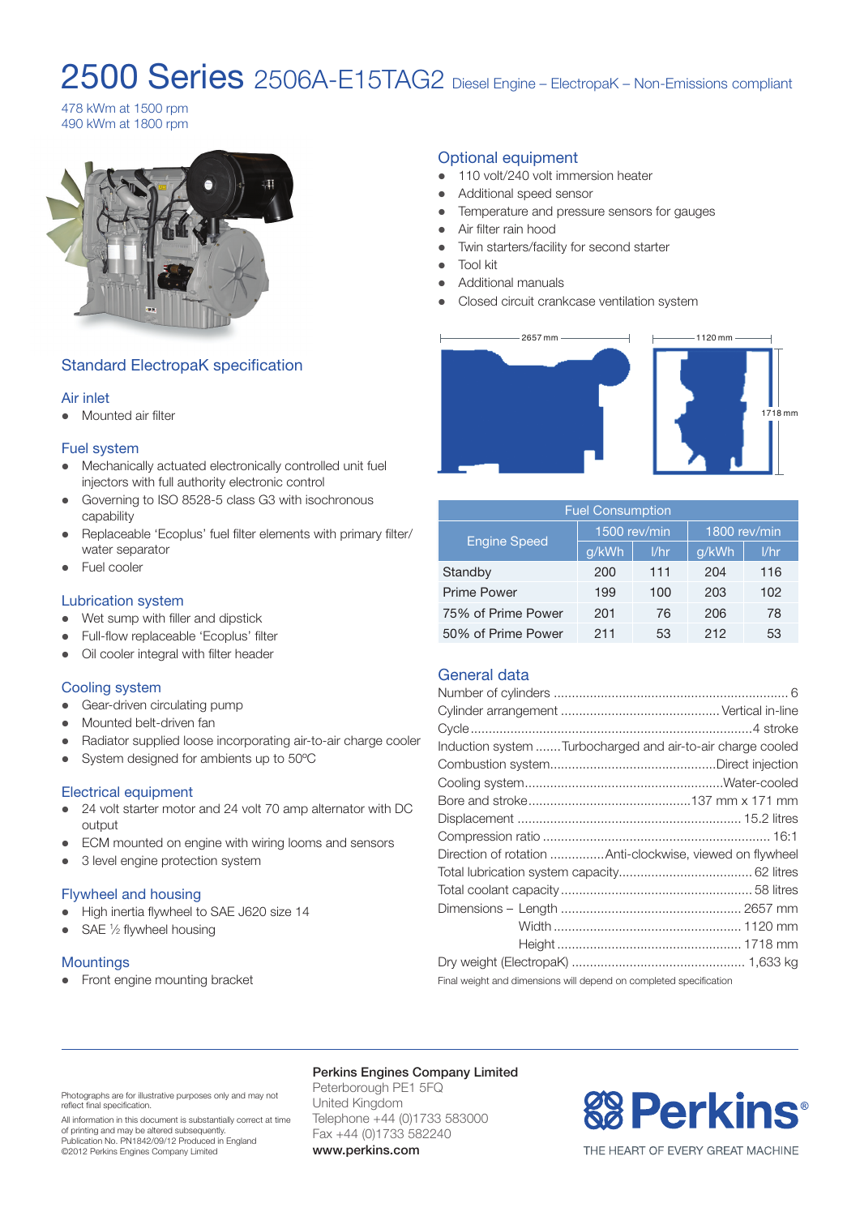# 2500 Series 2506A-E15TAG2 Diesel Engine – ElectropaK – Non-Emissions compliant

478 kWm at 1500 rpm
490 kWm at 1800 rpm

## Standard ElectropaK specification

### Air inlet

- Mounted air filter

### Fuel system

- Mechanically actuated electronically controlled unit fuel injectors with full authority electronic control
- Governing to ISO 8528-5 class G3 with isochronous capability
- Replaceable 'Ecoplus' fuel filter elements with primary filter/ water separator
- Fuel cooler

### Lubrication system

- Wet sump with filler and dipstick
- Full-flow replaceable 'Ecoplus' filter
- Oil cooler integral with filter header

### Cooling system

- Gear-driven circulating pump
- Mounted belt-driven fan
- Radiator supplied loose incorporating air-to-air charge cooler
- System designed for ambients up to 50ºC

### Electrical equipment

- 24 volt starter motor and 24 volt 70 amp alternator with DC output
- ECM mounted on engine with wiring looms and sensors
- 3 level engine protection system

### Flywheel and housing

- High inertia flywheel to SAE J620 size 14
- SAE ½ flywheel housing

### Mountings

- Front engine mounting bracket

## Optional equipment

- 110 volt/240 volt immersion heater
- Additional speed sensor
- Temperature and pressure sensors for gauges
- Air filter rain hood
- Twin starters/facility for second starter
- Tool kit
- Additional manuals
- Closed circuit crankcase ventilation system

2657 mm
1120 mm
1718 mm

| Fuel Consumption | | | | |
|---|---|---|---|---|
| Engine Speed | 1500 rev/min | | 1800 rev/min | |
| | g/kWh | l/hr | g/kWh | l/hr |
| Standby | 200 | 111 | 204 | 116 |
| Prime Power | 199 | 100 | 203 | 102 |
| 75% of Prime Power | 201 | 76 | 206 | 78 |
| 50% of Prime Power | 211 | 53 | 212 | 53 |

## General data

| | |
|---|---|
| Number of cylinders | 6 |
| Cylinder arrangement | Vertical in-line |
| Cycle | 4 stroke |
| Induction system | Turbocharged and air-to-air charge cooled |
| Combustion system | Direct injection |
| Cooling system | Water-cooled |
| Bore and stroke | 137 mm x 171 mm |
| Displacement | 15.2 litres |
| Compression ratio | 16:1 |
| Direction of rotation | Anti-clockwise, viewed on flywheel |
| Total lubrication system capacity | 62 litres |
| Total coolant capacity | 58 litres |
| Dimensions – Length | 2657 mm |
| Width | 1120 mm |
| Height | 1718 mm |
| Dry weight (ElectropaK) | 1,633 kg |

Final weight and dimensions will depend on completed specification

Photographs are for illustrative purposes only and may not reflect final specification.

All information in this document is substantially correct at time of printing and may be altered subsequently.
Publication No. PN1842/09/12 Produced in England
©2012 Perkins Engines Company Limited

**Perkins Engines Company Limited**
Peterborough PE1 5FQ
United Kingdom
Telephone +44 (0)1733 583000
Fax +44 (0)1733 582240
**www.perkins.com**

Perkins®
THE HEART OF EVERY GREAT MACHINE